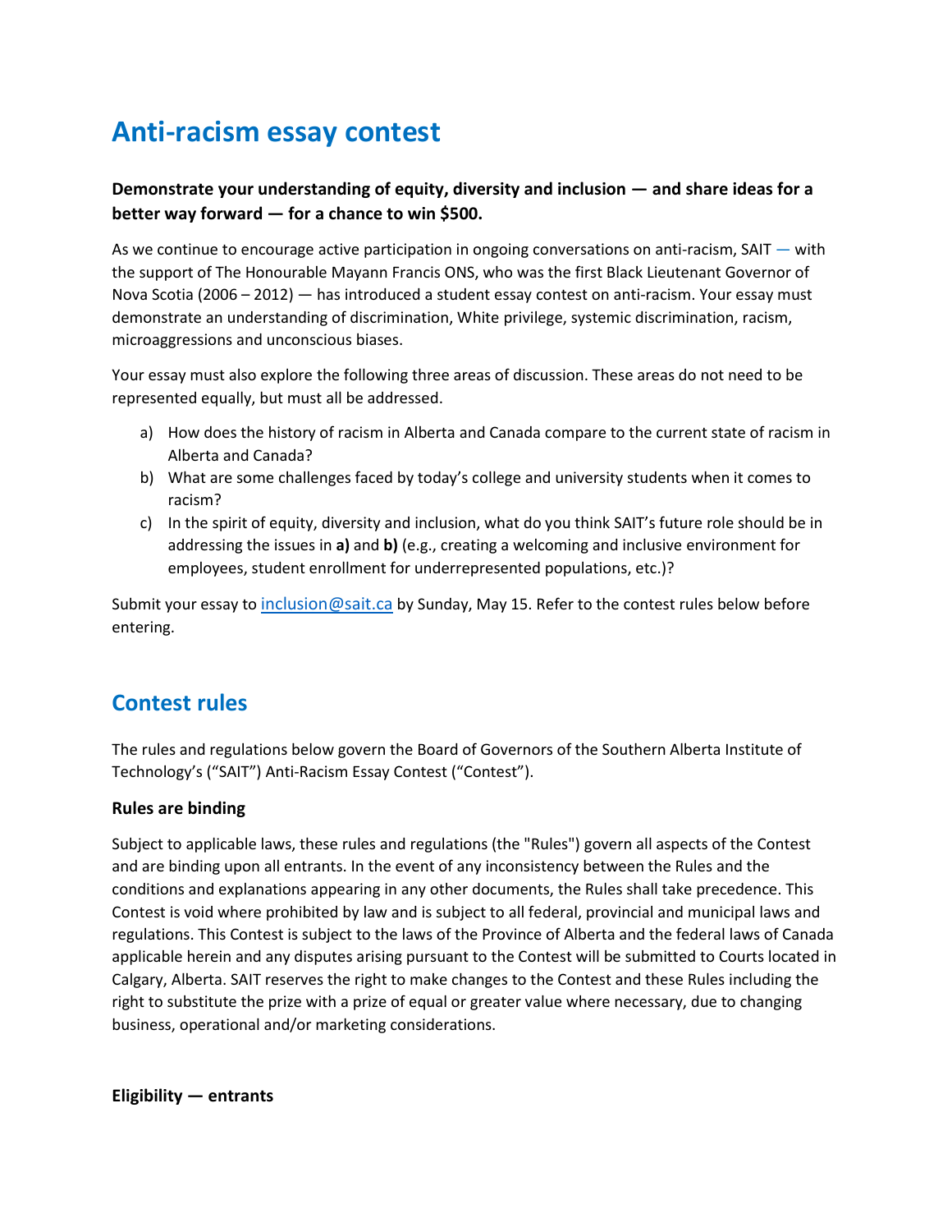# Anti-racism essay contest

**Demonstrate your understanding of equity, diversity and inclusion — and share ideas for a better way forward — for a chance to win $500.**

As we continue to encourage active participation in ongoing conversations on anti-racism, SAIT — with the support of The Honourable Mayann Francis ONS, who was the first Black Lieutenant Governor of Nova Scotia (2006 – 2012) — has introduced a student essay contest on anti-racism. Your essay must demonstrate an understanding of discrimination, White privilege, systemic discrimination, racism, microaggressions and unconscious biases.

Your essay must also explore the following three areas of discussion. These areas do not need to be represented equally, but must all be addressed.

a) How does the history of racism in Alberta and Canada compare to the current state of racism in Alberta and Canada?
b) What are some challenges faced by today's college and university students when it comes to racism?
c) In the spirit of equity, diversity and inclusion, what do you think SAIT's future role should be in addressing the issues in **a)** and **b)** (e.g., creating a welcoming and inclusive environment for employees, student enrollment for underrepresented populations, etc.)?

Submit your essay to inclusion@sait.ca by Sunday, May 15. Refer to the contest rules below before entering.

## Contest rules

The rules and regulations below govern the Board of Governors of the Southern Alberta Institute of Technology's ("SAIT") Anti-Racism Essay Contest ("Contest").

### Rules are binding

Subject to applicable laws, these rules and regulations (the "Rules") govern all aspects of the Contest and are binding upon all entrants. In the event of any inconsistency between the Rules and the conditions and explanations appearing in any other documents, the Rules shall take precedence. This Contest is void where prohibited by law and is subject to all federal, provincial and municipal laws and regulations. This Contest is subject to the laws of the Province of Alberta and the federal laws of Canada applicable herein and any disputes arising pursuant to the Contest will be submitted to Courts located in Calgary, Alberta. SAIT reserves the right to make changes to the Contest and these Rules including the right to substitute the prize with a prize of equal or greater value where necessary, due to changing business, operational and/or marketing considerations.

### Eligibility — entrants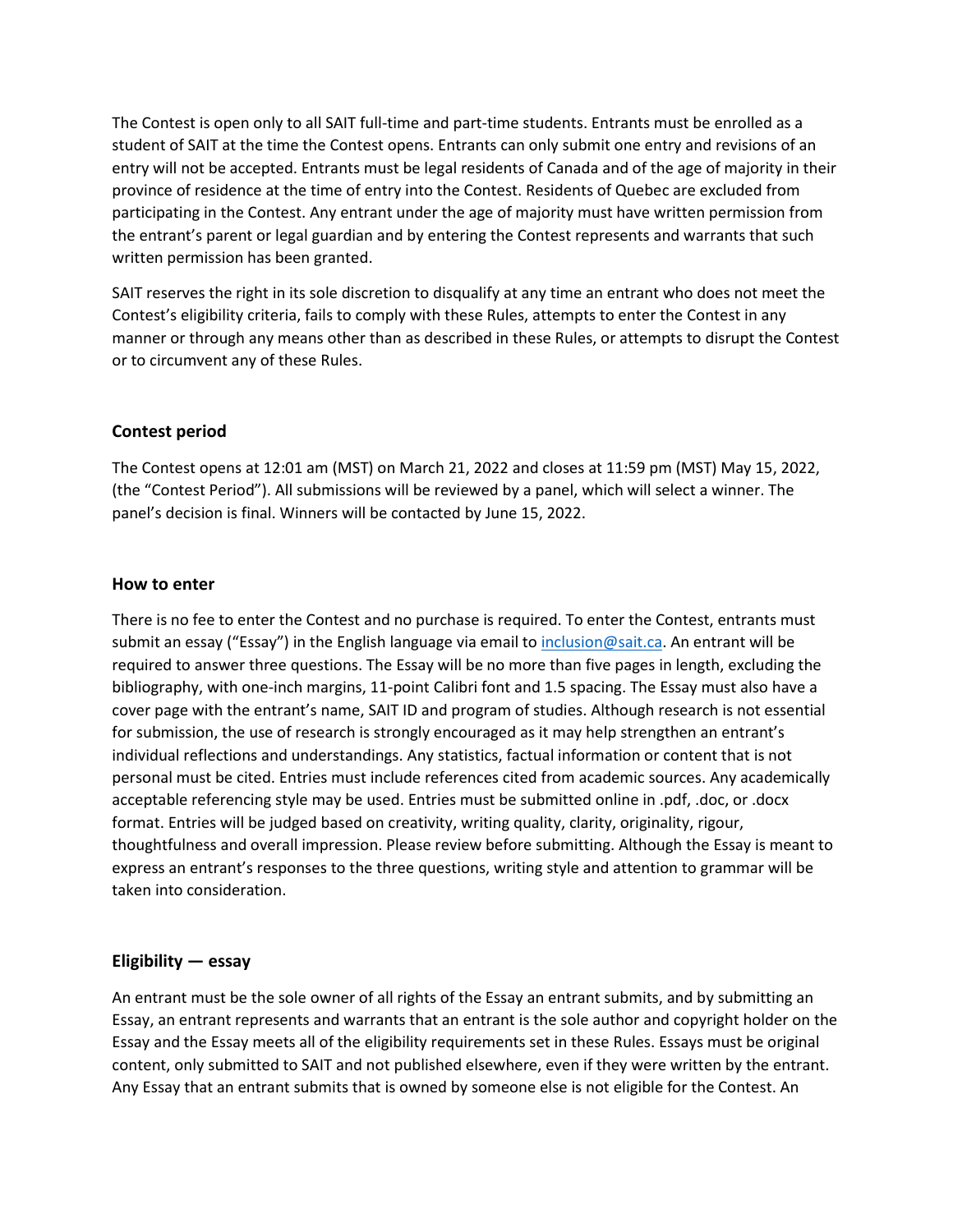The Contest is open only to all SAIT full-time and part-time students. Entrants must be enrolled as a student of SAIT at the time the Contest opens. Entrants can only submit one entry and revisions of an entry will not be accepted. Entrants must be legal residents of Canada and of the age of majority in their province of residence at the time of entry into the Contest. Residents of Quebec are excluded from participating in the Contest. Any entrant under the age of majority must have written permission from the entrant's parent or legal guardian and by entering the Contest represents and warrants that such written permission has been granted.

SAIT reserves the right in its sole discretion to disqualify at any time an entrant who does not meet the Contest's eligibility criteria, fails to comply with these Rules, attempts to enter the Contest in any manner or through any means other than as described in these Rules, or attempts to disrupt the Contest or to circumvent any of these Rules.

### Contest period

The Contest opens at 12:01 am (MST) on March 21, 2022 and closes at 11:59 pm (MST) May 15, 2022, (the "Contest Period"). All submissions will be reviewed by a panel, which will select a winner. The panel's decision is final. Winners will be contacted by June 15, 2022.

### How to enter

There is no fee to enter the Contest and no purchase is required. To enter the Contest, entrants must submit an essay ("Essay") in the English language via email to inclusion@sait.ca. An entrant will be required to answer three questions. The Essay will be no more than five pages in length, excluding the bibliography, with one-inch margins, 11-point Calibri font and 1.5 spacing. The Essay must also have a cover page with the entrant's name, SAIT ID and program of studies. Although research is not essential for submission, the use of research is strongly encouraged as it may help strengthen an entrant's individual reflections and understandings. Any statistics, factual information or content that is not personal must be cited. Entries must include references cited from academic sources. Any academically acceptable referencing style may be used. Entries must be submitted online in .pdf, .doc, or .docx format. Entries will be judged based on creativity, writing quality, clarity, originality, rigour, thoughtfulness and overall impression. Please review before submitting. Although the Essay is meant to express an entrant's responses to the three questions, writing style and attention to grammar will be taken into consideration.

### Eligibility — essay

An entrant must be the sole owner of all rights of the Essay an entrant submits, and by submitting an Essay, an entrant represents and warrants that an entrant is the sole author and copyright holder on the Essay and the Essay meets all of the eligibility requirements set in these Rules. Essays must be original content, only submitted to SAIT and not published elsewhere, even if they were written by the entrant. Any Essay that an entrant submits that is owned by someone else is not eligible for the Contest. An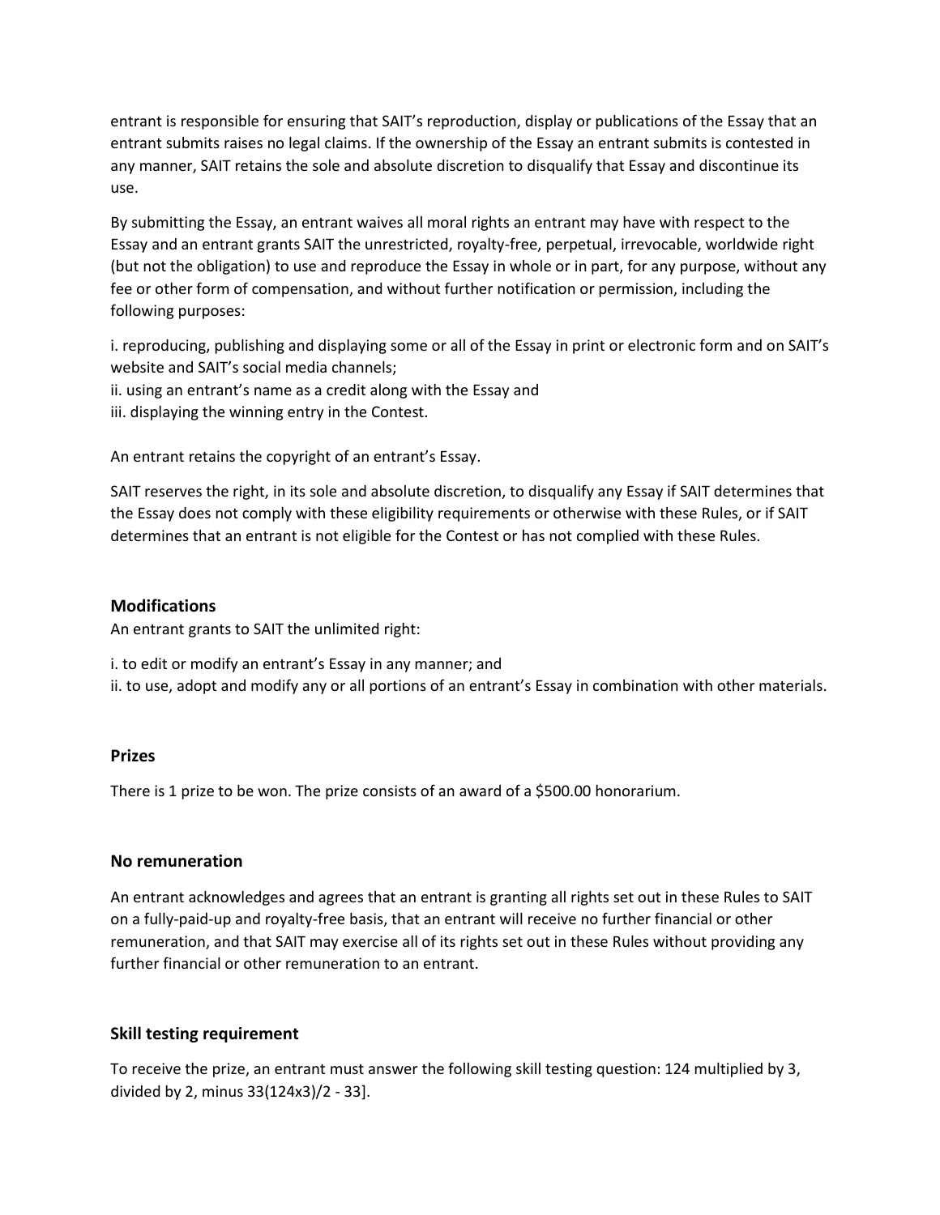entrant is responsible for ensuring that SAIT's reproduction, display or publications of the Essay that an entrant submits raises no legal claims. If the ownership of the Essay an entrant submits is contested in any manner, SAIT retains the sole and absolute discretion to disqualify that Essay and discontinue its use.

By submitting the Essay, an entrant waives all moral rights an entrant may have with respect to the Essay and an entrant grants SAIT the unrestricted, royalty-free, perpetual, irrevocable, worldwide right (but not the obligation) to use and reproduce the Essay in whole or in part, for any purpose, without any fee or other form of compensation, and without further notification or permission, including the following purposes:

i. reproducing, publishing and displaying some or all of the Essay in print or electronic form and on SAIT's website and SAIT's social media channels;
ii. using an entrant's name as a credit along with the Essay and
iii. displaying the winning entry in the Contest.

An entrant retains the copyright of an entrant's Essay.

SAIT reserves the right, in its sole and absolute discretion, to disqualify any Essay if SAIT determines that the Essay does not comply with these eligibility requirements or otherwise with these Rules, or if SAIT determines that an entrant is not eligible for the Contest or has not complied with these Rules.

### Modifications

An entrant grants to SAIT the unlimited right:

i. to edit or modify an entrant's Essay in any manner; and
ii. to use, adopt and modify any or all portions of an entrant's Essay in combination with other materials.

### Prizes

There is 1 prize to be won. The prize consists of an award of a $500.00 honorarium.

### No remuneration

An entrant acknowledges and agrees that an entrant is granting all rights set out in these Rules to SAIT on a fully-paid-up and royalty-free basis, that an entrant will receive no further financial or other remuneration, and that SAIT may exercise all of its rights set out in these Rules without providing any further financial or other remuneration to an entrant.

### Skill testing requirement

To receive the prize, an entrant must answer the following skill testing question: 124 multiplied by 3, divided by 2, minus 33(124x3)/2 - 33].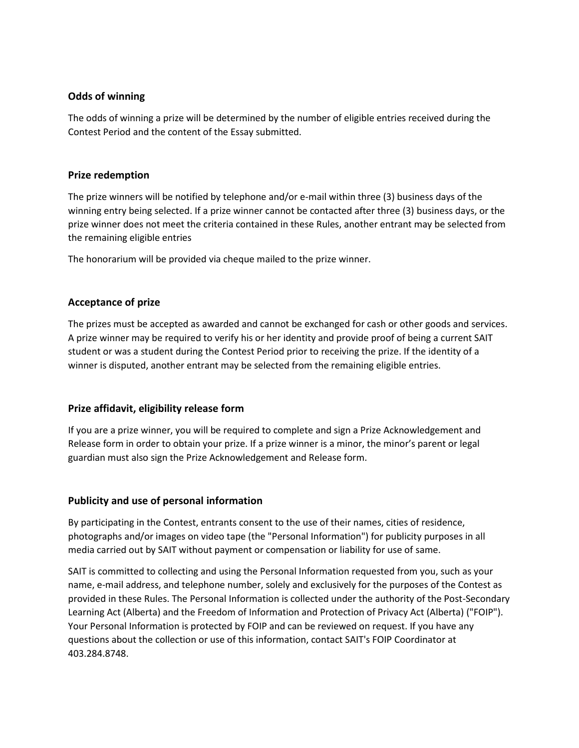### Odds of winning

The odds of winning a prize will be determined by the number of eligible entries received during the Contest Period and the content of the Essay submitted.

### Prize redemption

The prize winners will be notified by telephone and/or e-mail within three (3) business days of the winning entry being selected. If a prize winner cannot be contacted after three (3) business days, or the prize winner does not meet the criteria contained in these Rules, another entrant may be selected from the remaining eligible entries

The honorarium will be provided via cheque mailed to the prize winner.

### Acceptance of prize

The prizes must be accepted as awarded and cannot be exchanged for cash or other goods and services. A prize winner may be required to verify his or her identity and provide proof of being a current SAIT student or was a student during the Contest Period prior to receiving the prize. If the identity of a winner is disputed, another entrant may be selected from the remaining eligible entries.

### Prize affidavit, eligibility release form

If you are a prize winner, you will be required to complete and sign a Prize Acknowledgement and Release form in order to obtain your prize. If a prize winner is a minor, the minor's parent or legal guardian must also sign the Prize Acknowledgement and Release form.

### Publicity and use of personal information

By participating in the Contest, entrants consent to the use of their names, cities of residence, photographs and/or images on video tape (the "Personal Information") for publicity purposes in all media carried out by SAIT without payment or compensation or liability for use of same.

SAIT is committed to collecting and using the Personal Information requested from you, such as your name, e-mail address, and telephone number, solely and exclusively for the purposes of the Contest as provided in these Rules. The Personal Information is collected under the authority of the Post-Secondary Learning Act (Alberta) and the Freedom of Information and Protection of Privacy Act (Alberta) ("FOIP"). Your Personal Information is protected by FOIP and can be reviewed on request. If you have any questions about the collection or use of this information, contact SAIT's FOIP Coordinator at 403.284.8748.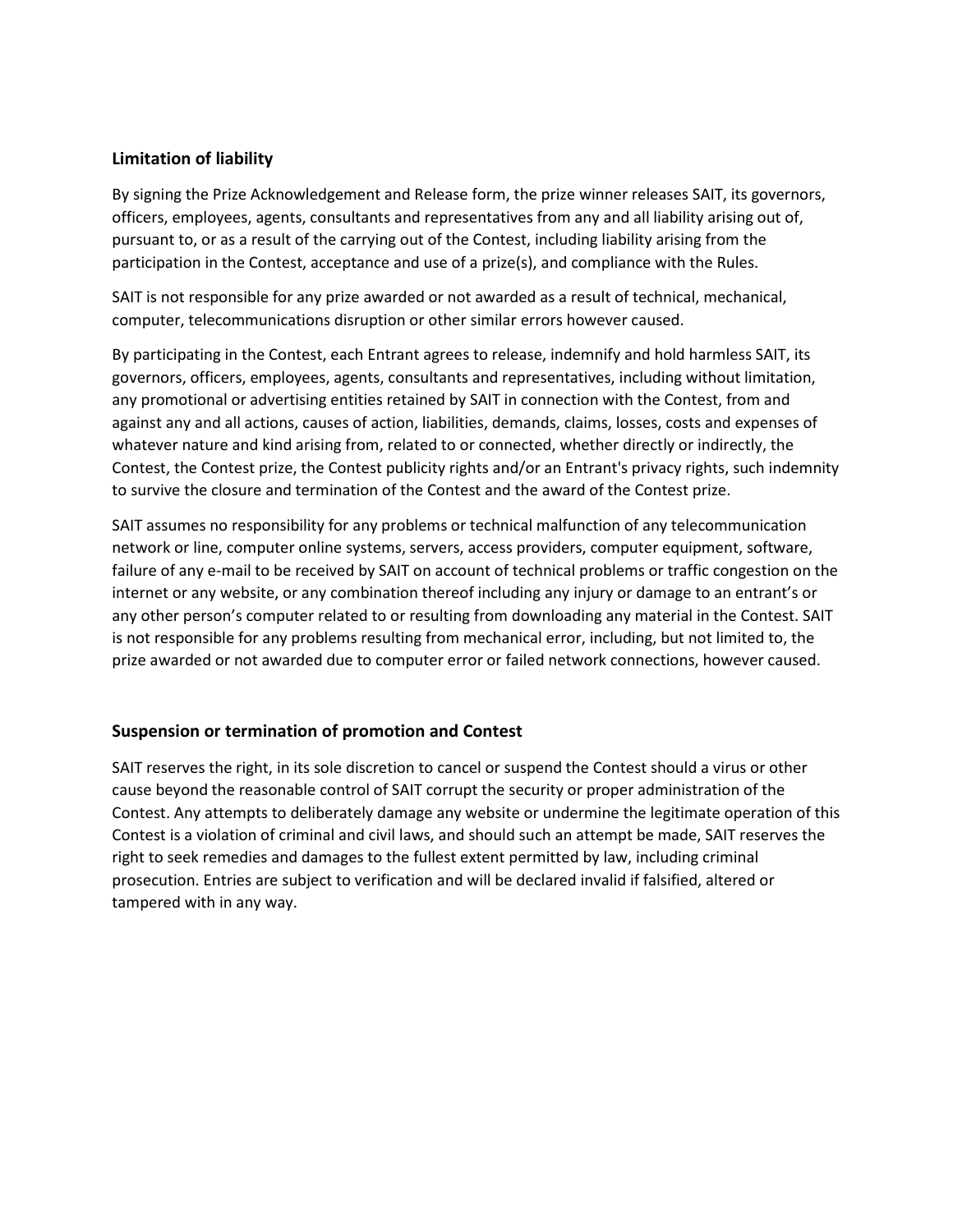## Limitation of liability

By signing the Prize Acknowledgement and Release form, the prize winner releases SAIT, its governors, officers, employees, agents, consultants and representatives from any and all liability arising out of, pursuant to, or as a result of the carrying out of the Contest, including liability arising from the participation in the Contest, acceptance and use of a prize(s), and compliance with the Rules.

SAIT is not responsible for any prize awarded or not awarded as a result of technical, mechanical, computer, telecommunications disruption or other similar errors however caused.

By participating in the Contest, each Entrant agrees to release, indemnify and hold harmless SAIT, its governors, officers, employees, agents, consultants and representatives, including without limitation, any promotional or advertising entities retained by SAIT in connection with the Contest, from and against any and all actions, causes of action, liabilities, demands, claims, losses, costs and expenses of whatever nature and kind arising from, related to or connected, whether directly or indirectly, the Contest, the Contest prize, the Contest publicity rights and/or an Entrant's privacy rights, such indemnity to survive the closure and termination of the Contest and the award of the Contest prize.

SAIT assumes no responsibility for any problems or technical malfunction of any telecommunication network or line, computer online systems, servers, access providers, computer equipment, software, failure of any e-mail to be received by SAIT on account of technical problems or traffic congestion on the internet or any website, or any combination thereof including any injury or damage to an entrant's or any other person's computer related to or resulting from downloading any material in the Contest. SAIT is not responsible for any problems resulting from mechanical error, including, but not limited to, the prize awarded or not awarded due to computer error or failed network connections, however caused.

## Suspension or termination of promotion and Contest

SAIT reserves the right, in its sole discretion to cancel or suspend the Contest should a virus or other cause beyond the reasonable control of SAIT corrupt the security or proper administration of the Contest. Any attempts to deliberately damage any website or undermine the legitimate operation of this Contest is a violation of criminal and civil laws, and should such an attempt be made, SAIT reserves the right to seek remedies and damages to the fullest extent permitted by law, including criminal prosecution. Entries are subject to verification and will be declared invalid if falsified, altered or tampered with in any way.